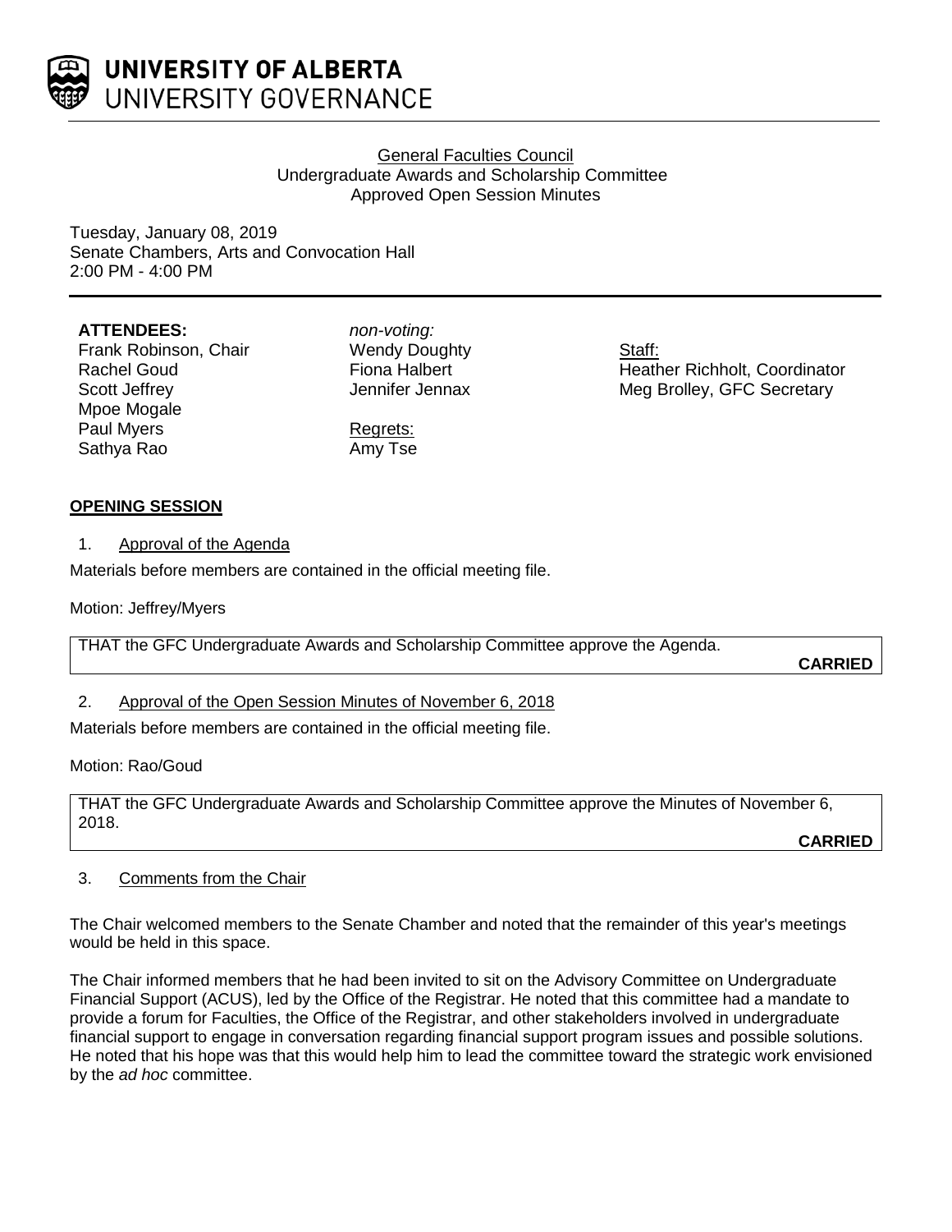# UNIVERSITY OF ALBERTA
## UNIVERSITY GOVERNANCE

General Faculties Council
Undergraduate Awards and Scholarship Committee
Approved Open Session Minutes

Tuesday, January 08, 2019
Senate Chambers, Arts and Convocation Hall
2:00 PM - 4:00 PM

**ATTENDEES:**
Frank Robinson, Chair
Rachel Goud
Scott Jeffrey
Mpoe Mogale
Paul Myers
Sathya Rao

*non-voting:*
Wendy Doughty
Fiona Halbert
Jennifer Jennax

Regrets:
Amy Tse

Staff:
Heather Richholt, Coordinator
Meg Brolley, GFC Secretary

**OPENING SESSION**

1. Approval of the Agenda

Materials before members are contained in the official meeting file.

Motion: Jeffrey/Myers

THAT the GFC Undergraduate Awards and Scholarship Committee approve the Agenda.

**CARRIED**

2. Approval of the Open Session Minutes of November 6, 2018

Materials before members are contained in the official meeting file.

Motion: Rao/Goud

THAT the GFC Undergraduate Awards and Scholarship Committee approve the Minutes of November 6, 2018.

**CARRIED**

3. Comments from the Chair

The Chair welcomed members to the Senate Chamber and noted that the remainder of this year's meetings would be held in this space.

The Chair informed members that he had been invited to sit on the Advisory Committee on Undergraduate Financial Support (ACUS), led by the Office of the Registrar. He noted that this committee had a mandate to provide a forum for Faculties, the Office of the Registrar, and other stakeholders involved in undergraduate financial support to engage in conversation regarding financial support program issues and possible solutions. He noted that his hope was that this would help him to lead the committee toward the strategic work envisioned by the *ad hoc* committee.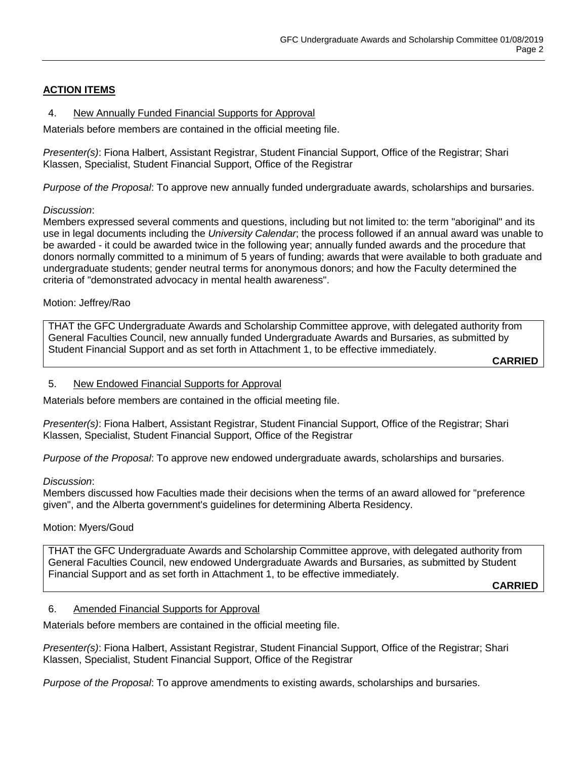## ACTION ITEMS

### 4. New Annually Funded Financial Supports for Approval

Materials before members are contained in the official meeting file.

*Presenter(s)*: Fiona Halbert, Assistant Registrar, Student Financial Support, Office of the Registrar; Shari Klassen, Specialist, Student Financial Support, Office of the Registrar

*Purpose of the Proposal*: To approve new annually funded undergraduate awards, scholarships and bursaries.

*Discussion*:
Members expressed several comments and questions, including but not limited to: the term "aboriginal" and its use in legal documents including the *University Calendar*; the process followed if an annual award was unable to be awarded - it could be awarded twice in the following year; annually funded awards and the procedure that donors normally committed to a minimum of 5 years of funding; awards that were available to both graduate and undergraduate students; gender neutral terms for anonymous donors; and how the Faculty determined the criteria of "demonstrated advocacy in mental health awareness".

Motion: Jeffrey/Rao

> THAT the GFC Undergraduate Awards and Scholarship Committee approve, with delegated authority from General Faculties Council, new annually funded Undergraduate Awards and Bursaries, as submitted by Student Financial Support and as set forth in Attachment 1, to be effective immediately.
>
> **CARRIED**

### 5. New Endowed Financial Supports for Approval

Materials before members are contained in the official meeting file.

*Presenter(s)*: Fiona Halbert, Assistant Registrar, Student Financial Support, Office of the Registrar; Shari Klassen, Specialist, Student Financial Support, Office of the Registrar

*Purpose of the Proposal*: To approve new endowed undergraduate awards, scholarships and bursaries.

*Discussion*:
Members discussed how Faculties made their decisions when the terms of an award allowed for "preference given", and the Alberta government's guidelines for determining Alberta Residency.

Motion: Myers/Goud

> THAT the GFC Undergraduate Awards and Scholarship Committee approve, with delegated authority from General Faculties Council, new endowed Undergraduate Awards and Bursaries, as submitted by Student Financial Support and as set forth in Attachment 1, to be effective immediately.
>
> **CARRIED**

### 6. Amended Financial Supports for Approval

Materials before members are contained in the official meeting file.

*Presenter(s)*: Fiona Halbert, Assistant Registrar, Student Financial Support, Office of the Registrar; Shari Klassen, Specialist, Student Financial Support, Office of the Registrar

*Purpose of the Proposal*: To approve amendments to existing awards, scholarships and bursaries.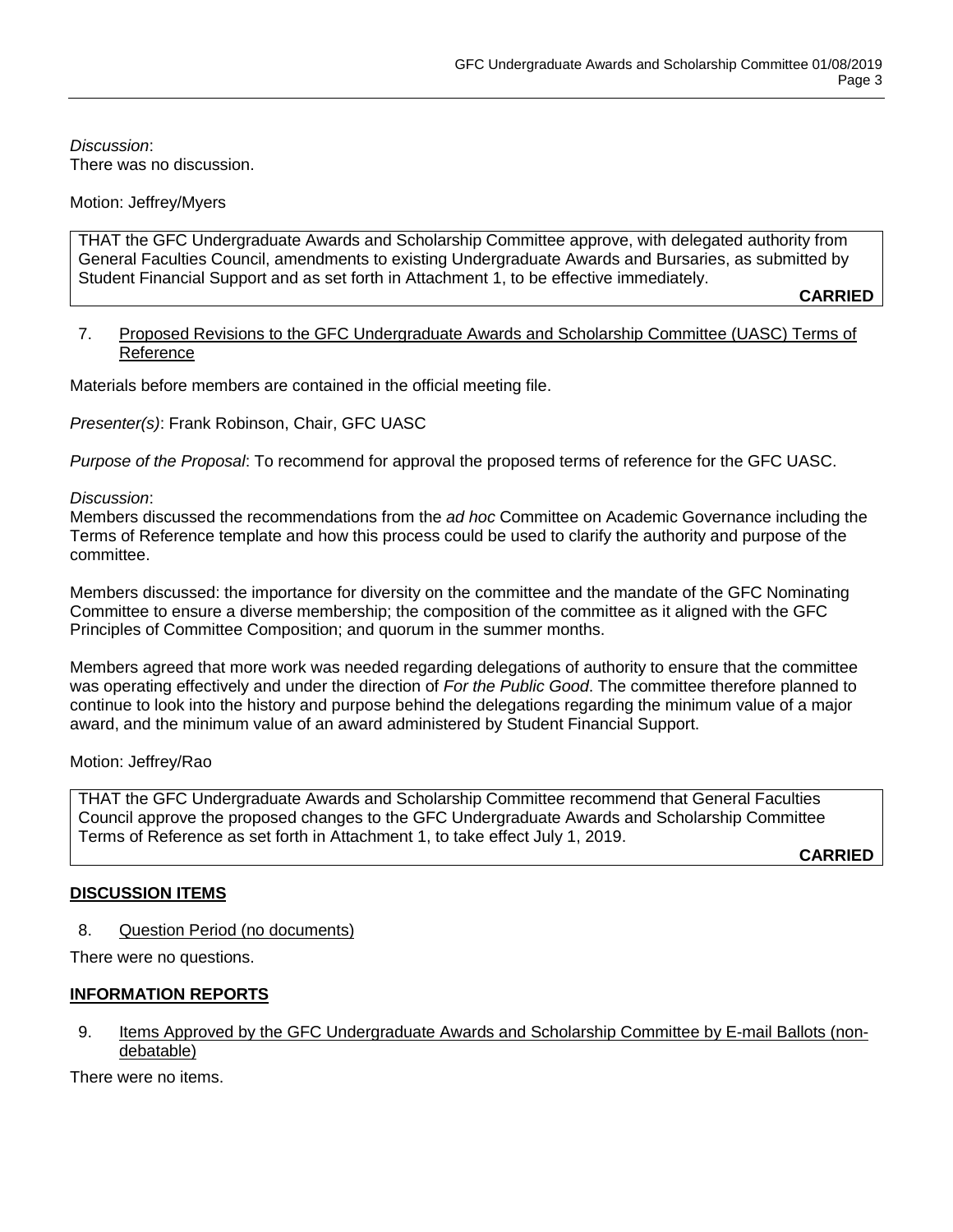*Discussion*:
There was no discussion.

Motion: Jeffrey/Myers

> THAT the GFC Undergraduate Awards and Scholarship Committee approve, with delegated authority from General Faculties Council, amendments to existing Undergraduate Awards and Bursaries, as submitted by Student Financial Support and as set forth in Attachment 1, to be effective immediately.
>
> **CARRIED**

7. Proposed Revisions to the GFC Undergraduate Awards and Scholarship Committee (UASC) Terms of Reference

Materials before members are contained in the official meeting file.

*Presenter(s)*: Frank Robinson, Chair, GFC UASC

*Purpose of the Proposal*: To recommend for approval the proposed terms of reference for the GFC UASC.

*Discussion*:
Members discussed the recommendations from the *ad hoc* Committee on Academic Governance including the Terms of Reference template and how this process could be used to clarify the authority and purpose of the committee.

Members discussed: the importance for diversity on the committee and the mandate of the GFC Nominating Committee to ensure a diverse membership; the composition of the committee as it aligned with the GFC Principles of Committee Composition; and quorum in the summer months.

Members agreed that more work was needed regarding delegations of authority to ensure that the committee was operating effectively and under the direction of *For the Public Good*. The committee therefore planned to continue to look into the history and purpose behind the delegations regarding the minimum value of a major award, and the minimum value of an award administered by Student Financial Support.

Motion: Jeffrey/Rao

> THAT the GFC Undergraduate Awards and Scholarship Committee recommend that General Faculties Council approve the proposed changes to the GFC Undergraduate Awards and Scholarship Committee Terms of Reference as set forth in Attachment 1, to take effect July 1, 2019.
>
> **CARRIED**

## DISCUSSION ITEMS

8. Question Period (no documents)

There were no questions.

## INFORMATION REPORTS

9. Items Approved by the GFC Undergraduate Awards and Scholarship Committee by E-mail Ballots (non-debatable)

There were no items.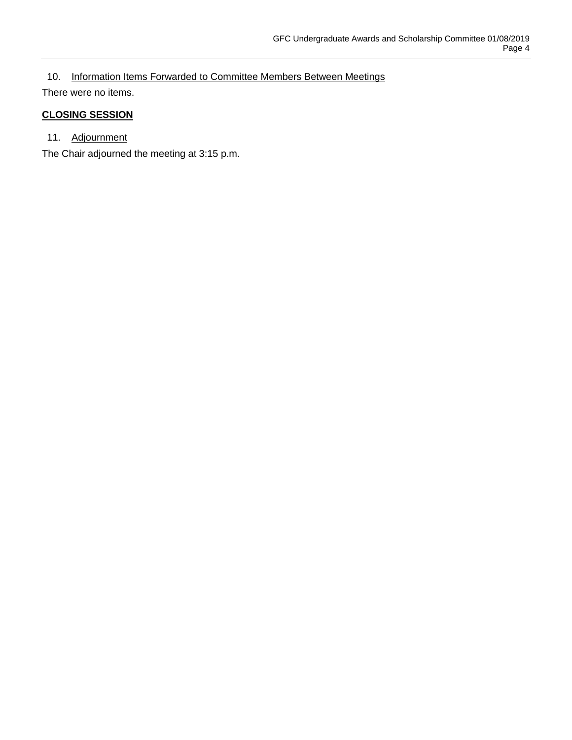10. <u>Information Items Forwarded to Committee Members Between Meetings</u>

There were no items.

**<u>CLOSING SESSION</u>**

11. <u>Adjournment</u>

The Chair adjourned the meeting at 3:15 p.m.